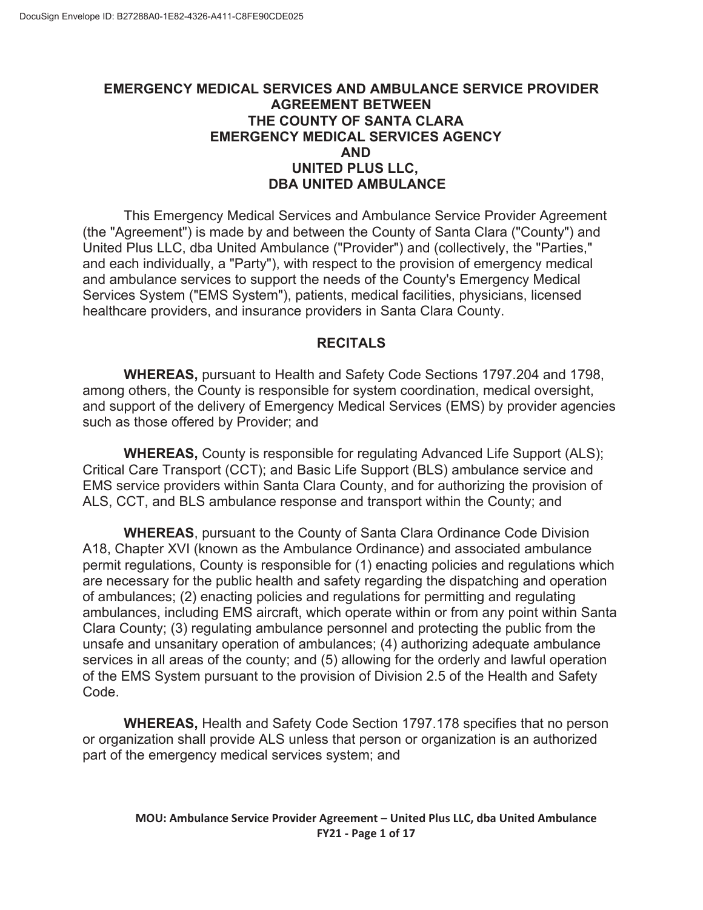# EMERGENCY MEDICAL SERVICES AND AMBULANCE SERVICE PROVIDER AGREEMENT BETWEEN THE COUNTY OF SANTA CLARA EMERGENCY MEDICAL SERVICES AGENCY AND UNITED PLUS LLC, DBA UNITED AMBULANCE

This Emergency Medical Services and Ambulance Service Provider Agreement (the "Agreement") is made by and between the County of Santa Clara ("County") and United Plus LLC, dba United Ambulance ("Provider") and (collectively, the "Parties," and each individually, a "Party"), with respect to the provision of emergency medical and ambulance services to support the needs of the County's Emergency Medical Services System ("EMS System"), patients, medical facilities, physicians, licensed healthcare providers, and insurance providers in Santa Clara County.

## RECITALS

**WHEREAS,** pursuant to Health and Safety Code Sections 1797.204 and 1798, among others, the County is responsible for system coordination, medical oversight, and support of the delivery of Emergency Medical Services (EMS) by provider agencies such as those offered by Provider; and

**WHEREAS,** County is responsible for regulating Advanced Life Support (ALS); Critical Care Transport (CCT); and Basic Life Support (BLS) ambulance service and EMS service providers within Santa Clara County, and for authorizing the provision of ALS, CCT, and BLS ambulance response and transport within the County; and

**WHEREAS**, pursuant to the County of Santa Clara Ordinance Code Division A18, Chapter XVI (known as the Ambulance Ordinance) and associated ambulance permit regulations, County is responsible for (1) enacting policies and regulations which are necessary for the public health and safety regarding the dispatching and operation of ambulances; (2) enacting policies and regulations for permitting and regulating ambulances, including EMS aircraft, which operate within or from any point within Santa Clara County; (3) regulating ambulance personnel and protecting the public from the unsafe and unsanitary operation of ambulances; (4) authorizing adequate ambulance services in all areas of the county; and (5) allowing for the orderly and lawful operation of the EMS System pursuant to the provision of Division 2.5 of the Health and Safety Code.

**WHEREAS,** Health and Safety Code Section 1797.178 specifies that no person or organization shall provide ALS unless that person or organization is an authorized part of the emergency medical services system; and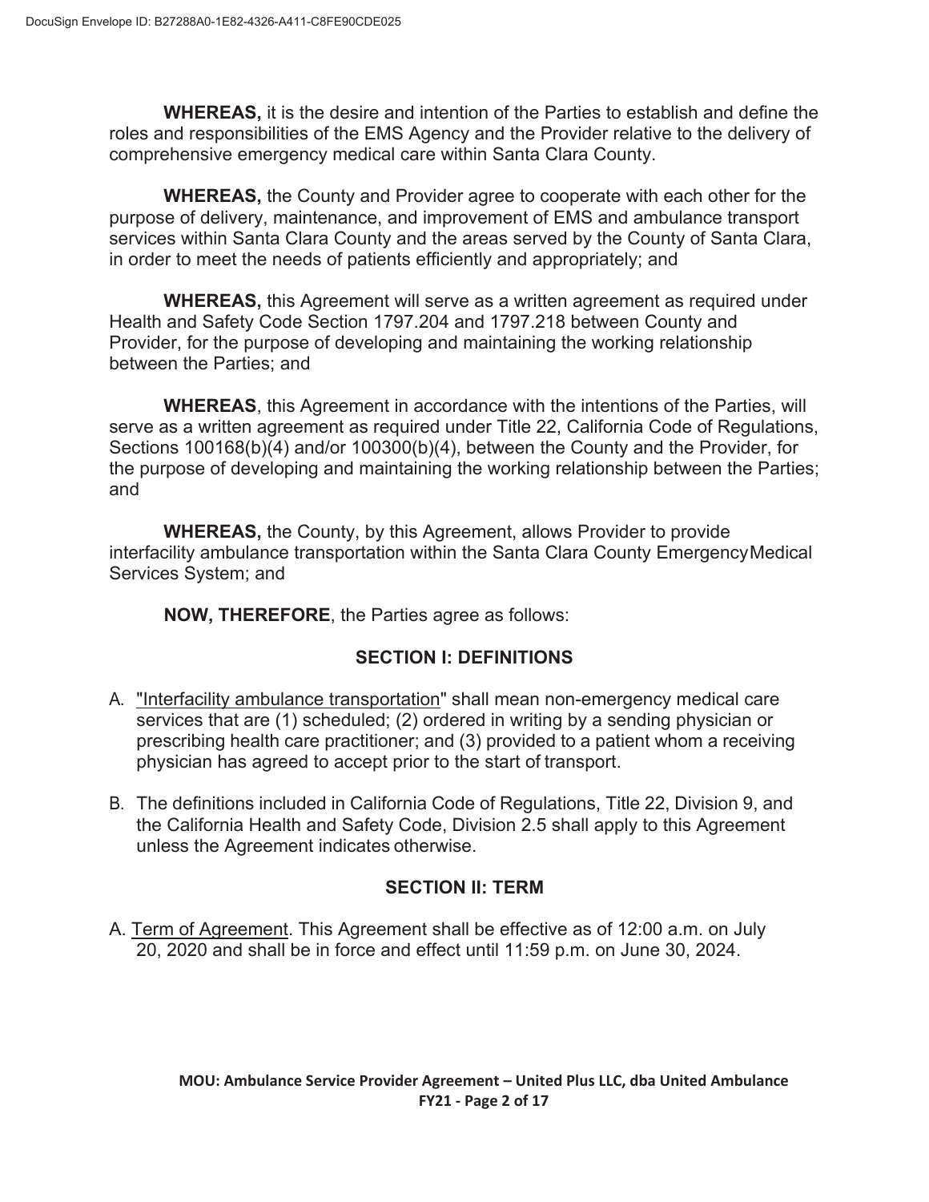**WHEREAS,** it is the desire and intention of the Parties to establish and define the roles and responsibilities of the EMS Agency and the Provider relative to the delivery of comprehensive emergency medical care within Santa Clara County.

**WHEREAS,** the County and Provider agree to cooperate with each other for the purpose of delivery, maintenance, and improvement of EMS and ambulance transport services within Santa Clara County and the areas served by the County of Santa Clara, in order to meet the needs of patients efficiently and appropriately; and

**WHEREAS,** this Agreement will serve as a written agreement as required under Health and Safety Code Section 1797.204 and 1797.218 between County and Provider, for the purpose of developing and maintaining the working relationship between the Parties; and

**WHEREAS**, this Agreement in accordance with the intentions of the Parties, will serve as a written agreement as required under Title 22, California Code of Regulations, Sections 100168(b)(4) and/or 100300(b)(4), between the County and the Provider, for the purpose of developing and maintaining the working relationship between the Parties; and

**WHEREAS,** the County, by this Agreement, allows Provider to provide interfacility ambulance transportation within the Santa Clara County Emergency Medical Services System; and

**NOW, THEREFORE**, the Parties agree as follows:

## SECTION I: DEFINITIONS

A. "Interfacility ambulance transportation" shall mean non-emergency medical care services that are (1) scheduled; (2) ordered in writing by a sending physician or prescribing health care practitioner; and (3) provided to a patient whom a receiving physician has agreed to accept prior to the start of transport.

B. The definitions included in California Code of Regulations, Title 22, Division 9, and the California Health and Safety Code, Division 2.5 shall apply to this Agreement unless the Agreement indicates otherwise.

## SECTION II: TERM

A. Term of Agreement. This Agreement shall be effective as of 12:00 a.m. on July 20, 2020 and shall be in force and effect until 11:59 p.m. on June 30, 2024.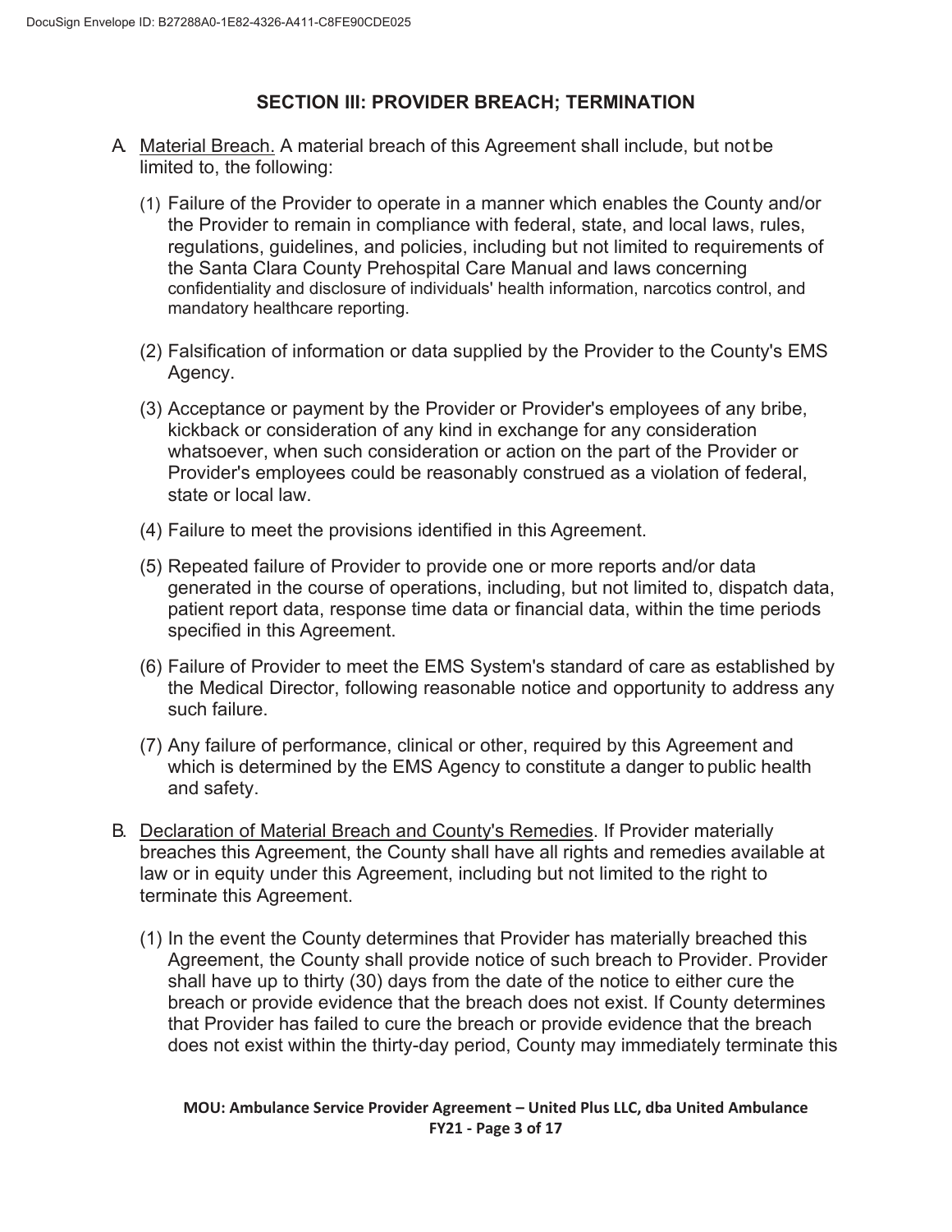## SECTION III: PROVIDER BREACH; TERMINATION

A. Material Breach. A material breach of this Agreement shall include, but not be limited to, the following:

   (1) Failure of the Provider to operate in a manner which enables the County and/or the Provider to remain in compliance with federal, state, and local laws, rules, regulations, guidelines, and policies, including but not limited to requirements of the Santa Clara County Prehospital Care Manual and laws concerning confidentiality and disclosure of individuals' health information, narcotics control, and mandatory healthcare reporting.

   (2) Falsification of information or data supplied by the Provider to the County's EMS Agency.

   (3) Acceptance or payment by the Provider or Provider's employees of any bribe, kickback or consideration of any kind in exchange for any consideration whatsoever, when such consideration or action on the part of the Provider or Provider's employees could be reasonably construed as a violation of federal, state or local law.

   (4) Failure to meet the provisions identified in this Agreement.

   (5) Repeated failure of Provider to provide one or more reports and/or data generated in the course of operations, including, but not limited to, dispatch data, patient report data, response time data or financial data, within the time periods specified in this Agreement.

   (6) Failure of Provider to meet the EMS System's standard of care as established by the Medical Director, following reasonable notice and opportunity to address any such failure.

   (7) Any failure of performance, clinical or other, required by this Agreement and which is determined by the EMS Agency to constitute a danger to public health and safety.

B. Declaration of Material Breach and County's Remedies. If Provider materially breaches this Agreement, the County shall have all rights and remedies available at law or in equity under this Agreement, including but not limited to the right to terminate this Agreement.

   (1) In the event the County determines that Provider has materially breached this Agreement, the County shall provide notice of such breach to Provider. Provider shall have up to thirty (30) days from the date of the notice to either cure the breach or provide evidence that the breach does not exist. If County determines that Provider has failed to cure the breach or provide evidence that the breach does not exist within the thirty-day period, County may immediately terminate this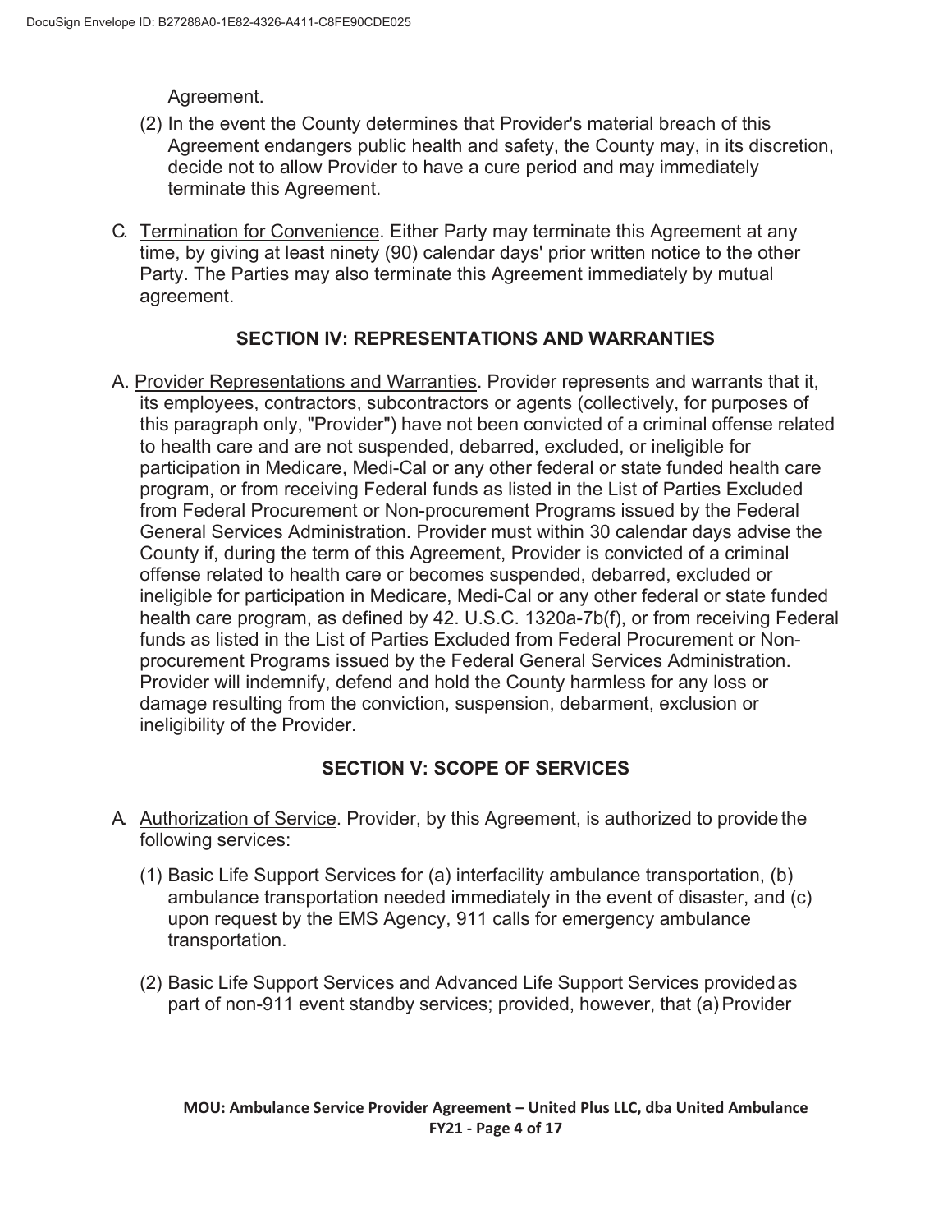Agreement.

(2) In the event the County determines that Provider's material breach of this Agreement endangers public health and safety, the County may, in its discretion, decide not to allow Provider to have a cure period and may immediately terminate this Agreement.

C. Termination for Convenience. Either Party may terminate this Agreement at any time, by giving at least ninety (90) calendar days' prior written notice to the other Party. The Parties may also terminate this Agreement immediately by mutual agreement.

## SECTION IV: REPRESENTATIONS AND WARRANTIES

A. Provider Representations and Warranties. Provider represents and warrants that it, its employees, contractors, subcontractors or agents (collectively, for purposes of this paragraph only, "Provider") have not been convicted of a criminal offense related to health care and are not suspended, debarred, excluded, or ineligible for participation in Medicare, Medi-Cal or any other federal or state funded health care program, or from receiving Federal funds as listed in the List of Parties Excluded from Federal Procurement or Non-procurement Programs issued by the Federal General Services Administration. Provider must within 30 calendar days advise the County if, during the term of this Agreement, Provider is convicted of a criminal offense related to health care or becomes suspended, debarred, excluded or ineligible for participation in Medicare, Medi-Cal or any other federal or state funded health care program, as defined by 42. U.S.C. 1320a-7b(f), or from receiving Federal funds as listed in the List of Parties Excluded from Federal Procurement or Non-procurement Programs issued by the Federal General Services Administration. Provider will indemnify, defend and hold the County harmless for any loss or damage resulting from the conviction, suspension, debarment, exclusion or ineligibility of the Provider.

## SECTION V: SCOPE OF SERVICES

A. Authorization of Service. Provider, by this Agreement, is authorized to provide the following services:

(1) Basic Life Support Services for (a) interfacility ambulance transportation, (b) ambulance transportation needed immediately in the event of disaster, and (c) upon request by the EMS Agency, 911 calls for emergency ambulance transportation.

(2) Basic Life Support Services and Advanced Life Support Services provided as part of non-911 event standby services; provided, however, that (a) Provider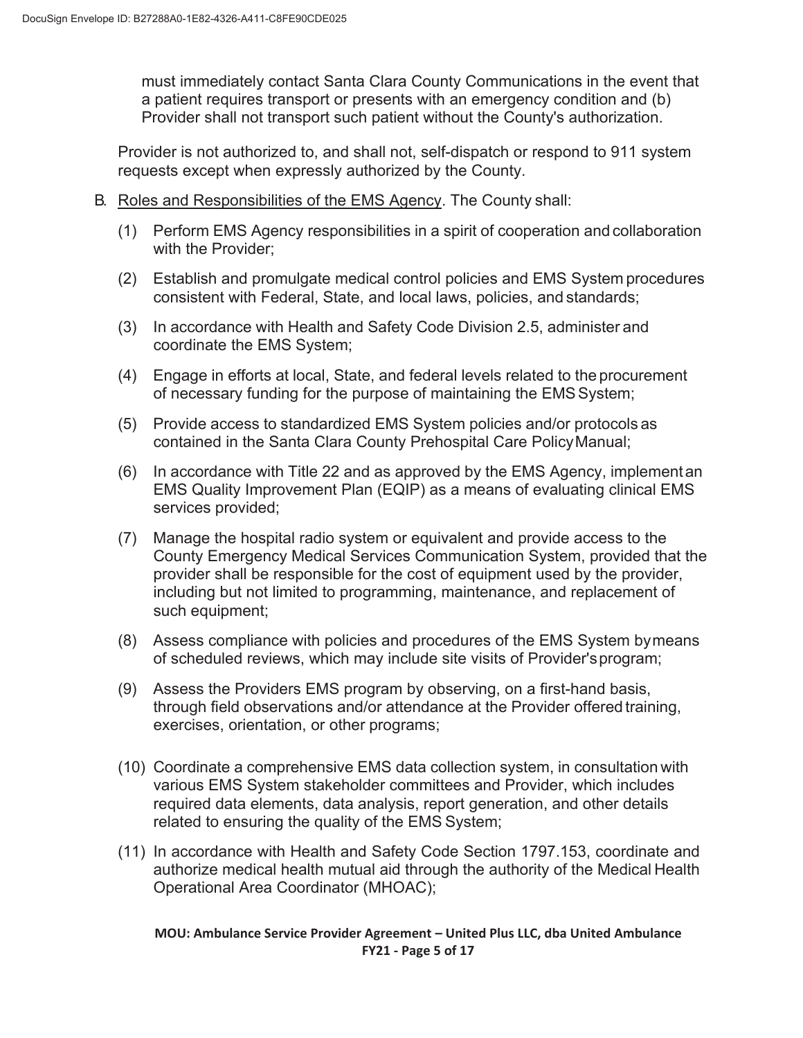must immediately contact Santa Clara County Communications in the event that a patient requires transport or presents with an emergency condition and (b) Provider shall not transport such patient without the County's authorization.

Provider is not authorized to, and shall not, self-dispatch or respond to 911 system requests except when expressly authorized by the County.

B. <u>Roles and Responsibilities of the EMS Agency</u>. The County shall:

(1) Perform EMS Agency responsibilities in a spirit of cooperation and collaboration with the Provider;

(2) Establish and promulgate medical control policies and EMS System procedures consistent with Federal, State, and local laws, policies, and standards;

(3) In accordance with Health and Safety Code Division 2.5, administer and coordinate the EMS System;

(4) Engage in efforts at local, State, and federal levels related to the procurement of necessary funding for the purpose of maintaining the EMS System;

(5) Provide access to standardized EMS System policies and/or protocols as contained in the Santa Clara County Prehospital Care Policy Manual;

(6) In accordance with Title 22 and as approved by the EMS Agency, implement an EMS Quality Improvement Plan (EQIP) as a means of evaluating clinical EMS services provided;

(7) Manage the hospital radio system or equivalent and provide access to the County Emergency Medical Services Communication System, provided that the provider shall be responsible for the cost of equipment used by the provider, including but not limited to programming, maintenance, and replacement of such equipment;

(8) Assess compliance with policies and procedures of the EMS System by means of scheduled reviews, which may include site visits of Provider's program;

(9) Assess the Providers EMS program by observing, on a first-hand basis, through field observations and/or attendance at the Provider offered training, exercises, orientation, or other programs;

(10) Coordinate a comprehensive EMS data collection system, in consultation with various EMS System stakeholder committees and Provider, which includes required data elements, data analysis, report generation, and other details related to ensuring the quality of the EMS System;

(11) In accordance with Health and Safety Code Section 1797.153, coordinate and authorize medical health mutual aid through the authority of the Medical Health Operational Area Coordinator (MHOAC);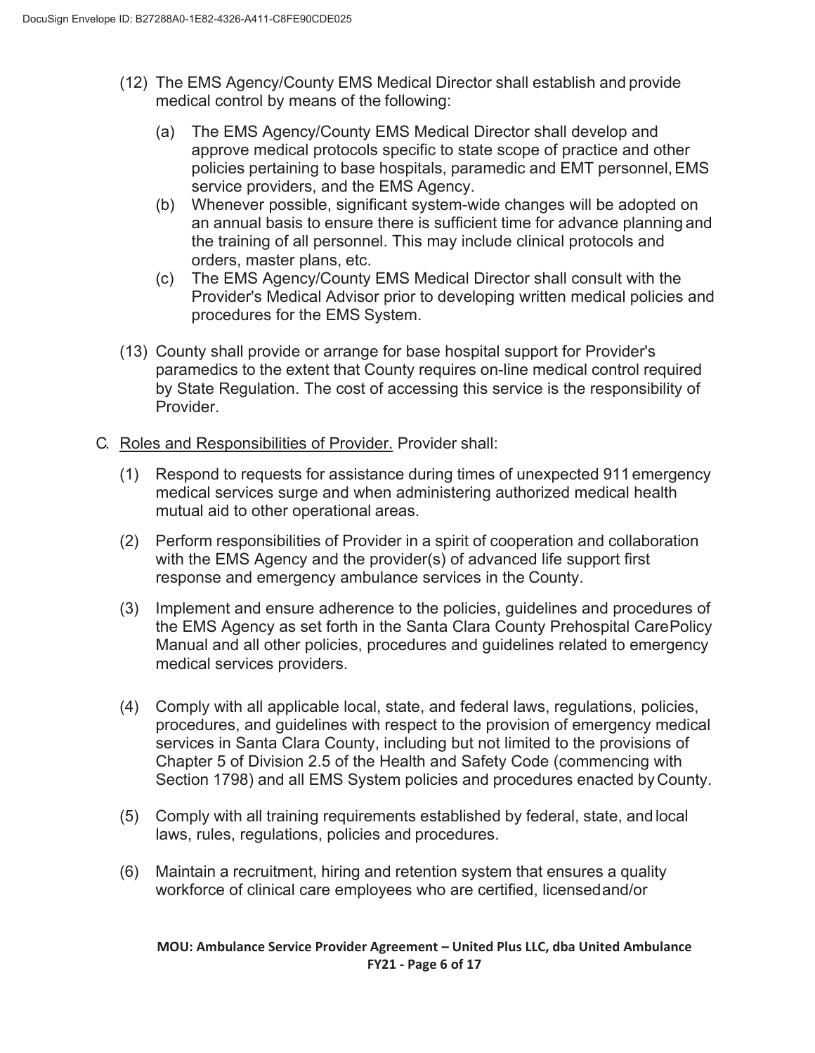(12) The EMS Agency/County EMS Medical Director shall establish and provide medical control by means of the following:

   (a) The EMS Agency/County EMS Medical Director shall develop and approve medical protocols specific to state scope of practice and other policies pertaining to base hospitals, paramedic and EMT personnel, EMS service providers, and the EMS Agency.
   (b) Whenever possible, significant system-wide changes will be adopted on an annual basis to ensure there is sufficient time for advance planning and the training of all personnel. This may include clinical protocols and orders, master plans, etc.
   (c) The EMS Agency/County EMS Medical Director shall consult with the Provider's Medical Advisor prior to developing written medical policies and procedures for the EMS System.

(13) County shall provide or arrange for base hospital support for Provider's paramedics to the extent that County requires on-line medical control required by State Regulation. The cost of accessing this service is the responsibility of Provider.

C. <u>Roles and Responsibilities of Provider.</u> Provider shall:

   (1) Respond to requests for assistance during times of unexpected 911 emergency medical services surge and when administering authorized medical health mutual aid to other operational areas.

   (2) Perform responsibilities of Provider in a spirit of cooperation and collaboration with the EMS Agency and the provider(s) of advanced life support first response and emergency ambulance services in the County.

   (3) Implement and ensure adherence to the policies, guidelines and procedures of the EMS Agency as set forth in the Santa Clara County Prehospital Care Policy Manual and all other policies, procedures and guidelines related to emergency medical services providers.

   (4) Comply with all applicable local, state, and federal laws, regulations, policies, procedures, and guidelines with respect to the provision of emergency medical services in Santa Clara County, including but not limited to the provisions of Chapter 5 of Division 2.5 of the Health and Safety Code (commencing with Section 1798) and all EMS System policies and procedures enacted by County.

   (5) Comply with all training requirements established by federal, state, and local laws, rules, regulations, policies and procedures.

   (6) Maintain a recruitment, hiring and retention system that ensures a quality workforce of clinical care employees who are certified, licensed and/or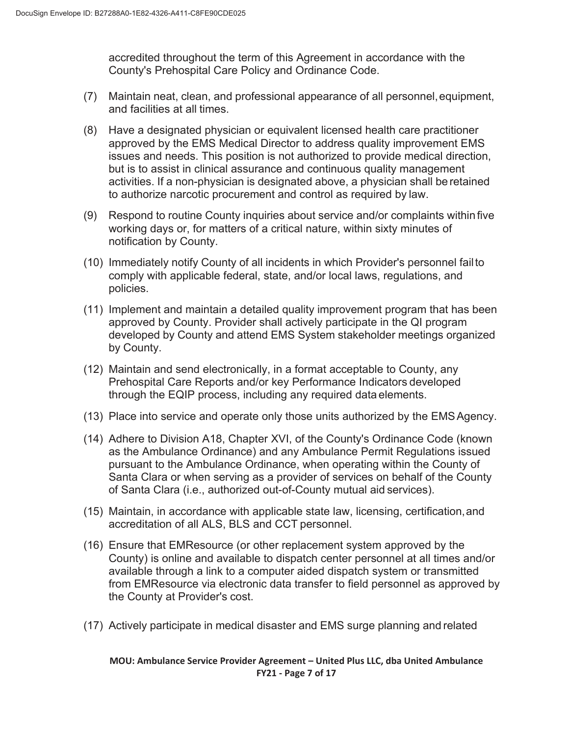accredited throughout the term of this Agreement in accordance with the County's Prehospital Care Policy and Ordinance Code.

(7) Maintain neat, clean, and professional appearance of all personnel, equipment, and facilities at all times.

(8) Have a designated physician or equivalent licensed health care practitioner approved by the EMS Medical Director to address quality improvement EMS issues and needs. This position is not authorized to provide medical direction, but is to assist in clinical assurance and continuous quality management activities. If a non-physician is designated above, a physician shall be retained to authorize narcotic procurement and control as required by law.

(9) Respond to routine County inquiries about service and/or complaints within five working days or, for matters of a critical nature, within sixty minutes of notification by County.

(10) Immediately notify County of all incidents in which Provider's personnel fail to comply with applicable federal, state, and/or local laws, regulations, and policies.

(11) Implement and maintain a detailed quality improvement program that has been approved by County. Provider shall actively participate in the QI program developed by County and attend EMS System stakeholder meetings organized by County.

(12) Maintain and send electronically, in a format acceptable to County, any Prehospital Care Reports and/or key Performance Indicators developed through the EQIP process, including any required data elements.

(13) Place into service and operate only those units authorized by the EMS Agency.

(14) Adhere to Division A18, Chapter XVI, of the County's Ordinance Code (known as the Ambulance Ordinance) and any Ambulance Permit Regulations issued pursuant to the Ambulance Ordinance, when operating within the County of Santa Clara or when serving as a provider of services on behalf of the County of Santa Clara (i.e., authorized out-of-County mutual aid services).

(15) Maintain, in accordance with applicable state law, licensing, certification, and accreditation of all ALS, BLS and CCT personnel.

(16) Ensure that EMResource (or other replacement system approved by the County) is online and available to dispatch center personnel at all times and/or available through a link to a computer aided dispatch system or transmitted from EMResource via electronic data transfer to field personnel as approved by the County at Provider's cost.

(17) Actively participate in medical disaster and EMS surge planning and related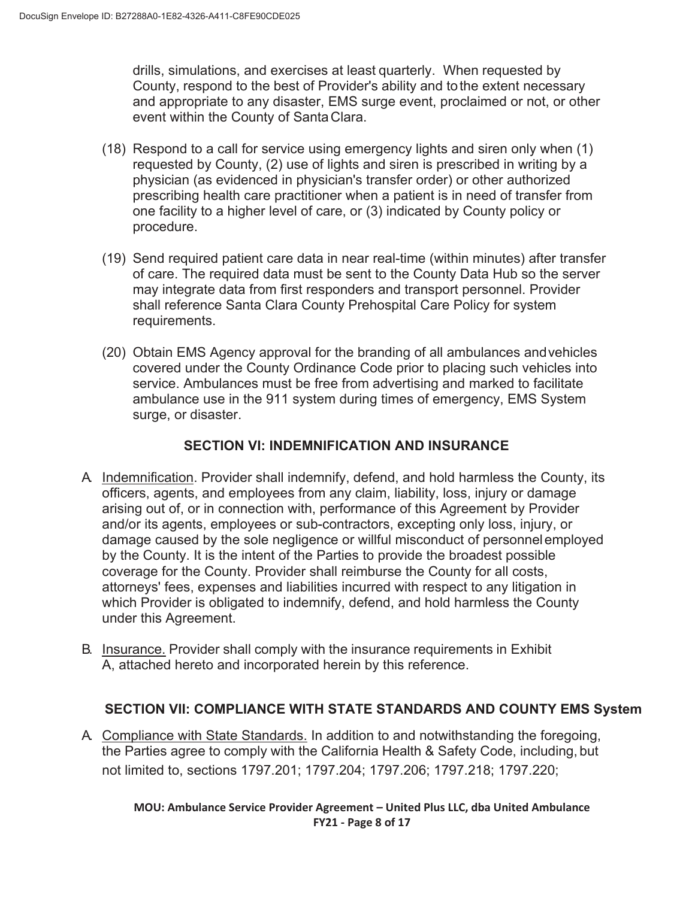drills, simulations, and exercises at least quarterly. When requested by County, respond to the best of Provider's ability and to the extent necessary and appropriate to any disaster, EMS surge event, proclaimed or not, or other event within the County of Santa Clara.

(18) Respond to a call for service using emergency lights and siren only when (1) requested by County, (2) use of lights and siren is prescribed in writing by a physician (as evidenced in physician's transfer order) or other authorized prescribing health care practitioner when a patient is in need of transfer from one facility to a higher level of care, or (3) indicated by County policy or procedure.

(19) Send required patient care data in near real-time (within minutes) after transfer of care. The required data must be sent to the County Data Hub so the server may integrate data from first responders and transport personnel. Provider shall reference Santa Clara County Prehospital Care Policy for system requirements.

(20) Obtain EMS Agency approval for the branding of all ambulances and vehicles covered under the County Ordinance Code prior to placing such vehicles into service. Ambulances must be free from advertising and marked to facilitate ambulance use in the 911 system during times of emergency, EMS System surge, or disaster.

## SECTION VI: INDEMNIFICATION AND INSURANCE

A. Indemnification. Provider shall indemnify, defend, and hold harmless the County, its officers, agents, and employees from any claim, liability, loss, injury or damage arising out of, or in connection with, performance of this Agreement by Provider and/or its agents, employees or sub-contractors, excepting only loss, injury, or damage caused by the sole negligence or willful misconduct of personnel employed by the County. It is the intent of the Parties to provide the broadest possible coverage for the County. Provider shall reimburse the County for all costs, attorneys' fees, expenses and liabilities incurred with respect to any litigation in which Provider is obligated to indemnify, defend, and hold harmless the County under this Agreement.

B. Insurance. Provider shall comply with the insurance requirements in Exhibit A, attached hereto and incorporated herein by this reference.

## SECTION VII: COMPLIANCE WITH STATE STANDARDS AND COUNTY EMS System

A. Compliance with State Standards. In addition to and notwithstanding the foregoing, the Parties agree to comply with the California Health & Safety Code, including, but not limited to, sections 1797.201; 1797.204; 1797.206; 1797.218; 1797.220;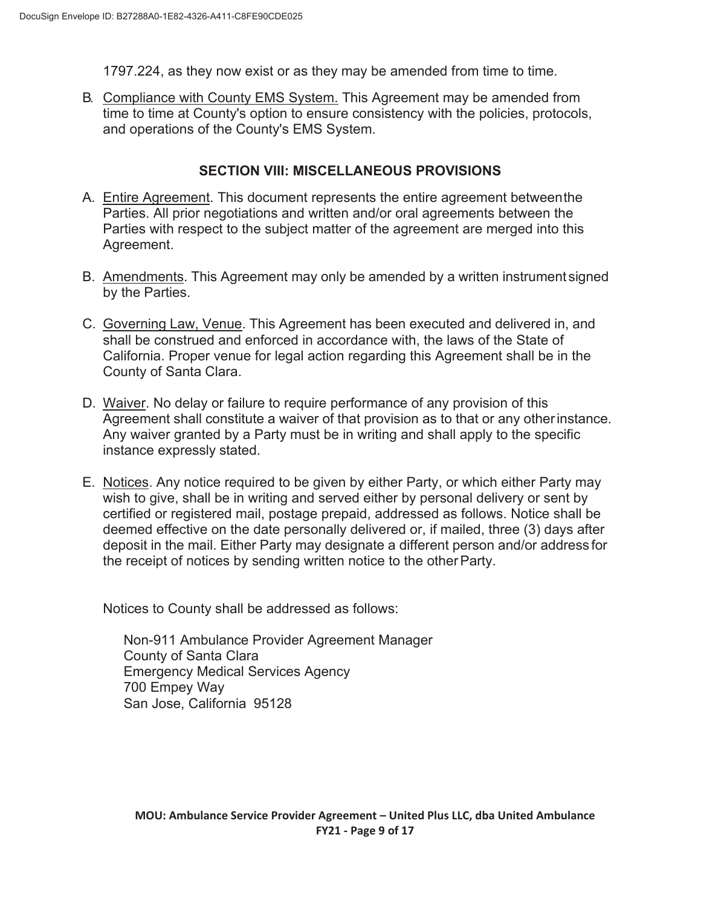1797.224, as they now exist or as they may be amended from time to time.

B. Compliance with County EMS System. This Agreement may be amended from time to time at County's option to ensure consistency with the policies, protocols, and operations of the County's EMS System.

## SECTION VIII: MISCELLANEOUS PROVISIONS

A. Entire Agreement. This document represents the entire agreement between the Parties. All prior negotiations and written and/or oral agreements between the Parties with respect to the subject matter of the agreement are merged into this Agreement.

B. Amendments. This Agreement may only be amended by a written instrument signed by the Parties.

C. Governing Law, Venue. This Agreement has been executed and delivered in, and shall be construed and enforced in accordance with, the laws of the State of California. Proper venue for legal action regarding this Agreement shall be in the County of Santa Clara.

D. Waiver. No delay or failure to require performance of any provision of this Agreement shall constitute a waiver of that provision as to that or any other instance. Any waiver granted by a Party must be in writing and shall apply to the specific instance expressly stated.

E. Notices. Any notice required to be given by either Party, or which either Party may wish to give, shall be in writing and served either by personal delivery or sent by certified or registered mail, postage prepaid, addressed as follows. Notice shall be deemed effective on the date personally delivered or, if mailed, three (3) days after deposit in the mail. Either Party may designate a different person and/or address for the receipt of notices by sending written notice to the other Party.

Notices to County shall be addressed as follows:

Non-911 Ambulance Provider Agreement Manager
County of Santa Clara
Emergency Medical Services Agency
700 Empey Way
San Jose, California 95128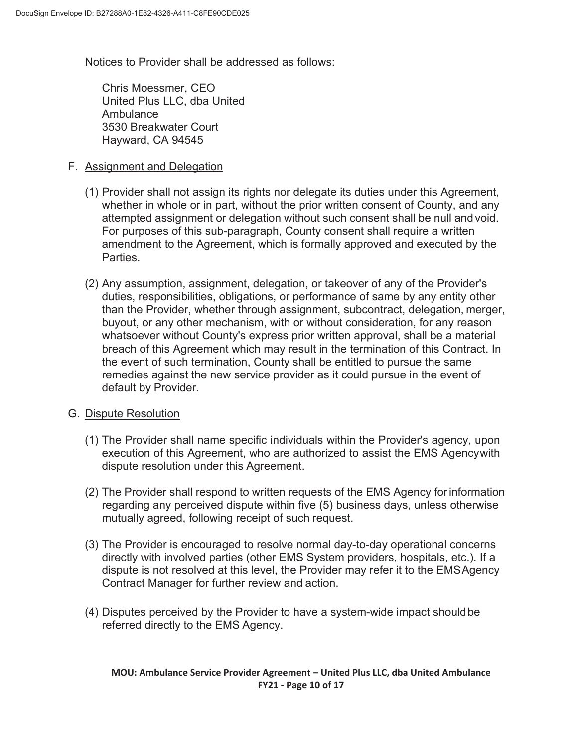Notices to Provider shall be addressed as follows:

Chris Moessmer, CEO
United Plus LLC, dba United Ambulance
3530 Breakwater Court
Hayward, CA 94545

F. Assignment and Delegation

(1) Provider shall not assign its rights nor delegate its duties under this Agreement, whether in whole or in part, without the prior written consent of County, and any attempted assignment or delegation without such consent shall be null and void. For purposes of this sub-paragraph, County consent shall require a written amendment to the Agreement, which is formally approved and executed by the Parties.

(2) Any assumption, assignment, delegation, or takeover of any of the Provider's duties, responsibilities, obligations, or performance of same by any entity other than the Provider, whether through assignment, subcontract, delegation, merger, buyout, or any other mechanism, with or without consideration, for any reason whatsoever without County's express prior written approval, shall be a material breach of this Agreement which may result in the termination of this Contract. In the event of such termination, County shall be entitled to pursue the same remedies against the new service provider as it could pursue in the event of default by Provider.

G. Dispute Resolution

(1) The Provider shall name specific individuals within the Provider's agency, upon execution of this Agreement, who are authorized to assist the EMS Agency with dispute resolution under this Agreement.

(2) The Provider shall respond to written requests of the EMS Agency for information regarding any perceived dispute within five (5) business days, unless otherwise mutually agreed, following receipt of such request.

(3) The Provider is encouraged to resolve normal day-to-day operational concerns directly with involved parties (other EMS System providers, hospitals, etc.). If a dispute is not resolved at this level, the Provider may refer it to the EMS Agency Contract Manager for further review and action.

(4) Disputes perceived by the Provider to have a system-wide impact should be referred directly to the EMS Agency.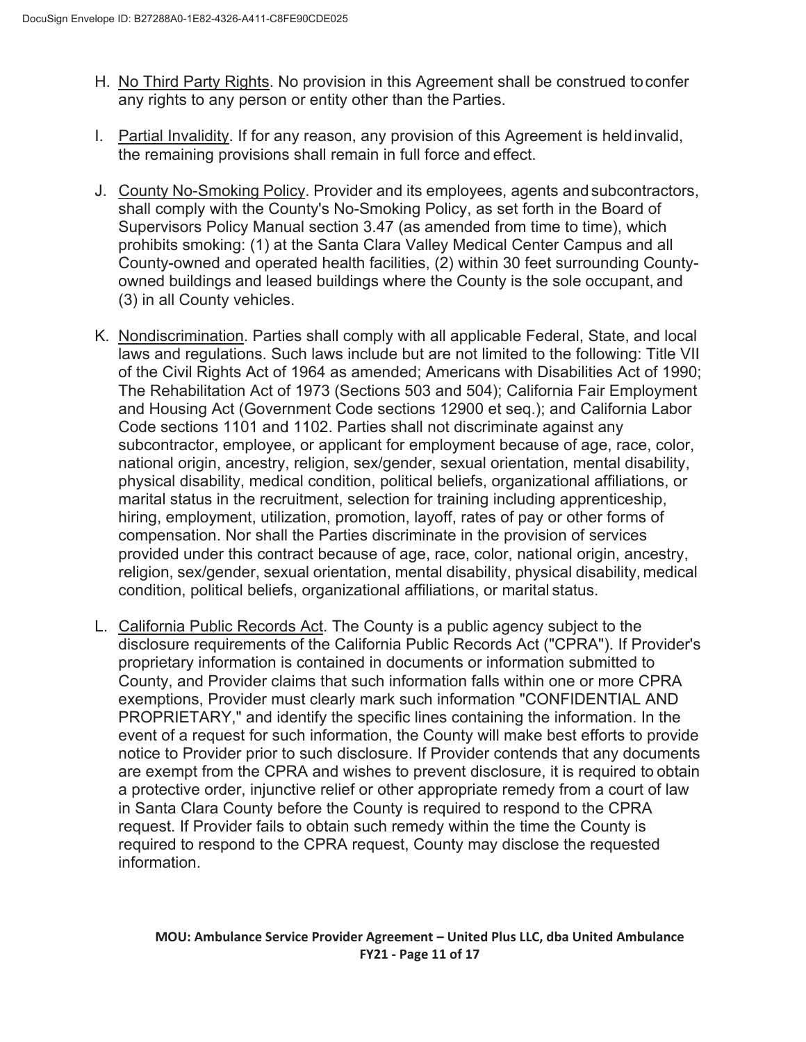H. <u>No Third Party Rights</u>. No provision in this Agreement shall be construed to confer any rights to any person or entity other than the Parties.

I. <u>Partial Invalidity</u>. If for any reason, any provision of this Agreement is held invalid, the remaining provisions shall remain in full force and effect.

J. <u>County No-Smoking Policy</u>. Provider and its employees, agents and subcontractors, shall comply with the County's No-Smoking Policy, as set forth in the Board of Supervisors Policy Manual section 3.47 (as amended from time to time), which prohibits smoking: (1) at the Santa Clara Valley Medical Center Campus and all County-owned and operated health facilities, (2) within 30 feet surrounding County-owned buildings and leased buildings where the County is the sole occupant, and (3) in all County vehicles.

K. <u>Nondiscrimination</u>. Parties shall comply with all applicable Federal, State, and local laws and regulations. Such laws include but are not limited to the following: Title VII of the Civil Rights Act of 1964 as amended; Americans with Disabilities Act of 1990; The Rehabilitation Act of 1973 (Sections 503 and 504); California Fair Employment and Housing Act (Government Code sections 12900 et seq.); and California Labor Code sections 1101 and 1102. Parties shall not discriminate against any subcontractor, employee, or applicant for employment because of age, race, color, national origin, ancestry, religion, sex/gender, sexual orientation, mental disability, physical disability, medical condition, political beliefs, organizational affiliations, or marital status in the recruitment, selection for training including apprenticeship, hiring, employment, utilization, promotion, layoff, rates of pay or other forms of compensation. Nor shall the Parties discriminate in the provision of services provided under this contract because of age, race, color, national origin, ancestry, religion, sex/gender, sexual orientation, mental disability, physical disability, medical condition, political beliefs, organizational affiliations, or marital status.

L. <u>California Public Records Act</u>. The County is a public agency subject to the disclosure requirements of the California Public Records Act ("CPRA"). If Provider's proprietary information is contained in documents or information submitted to County, and Provider claims that such information falls within one or more CPRA exemptions, Provider must clearly mark such information "CONFIDENTIAL AND PROPRIETARY," and identify the specific lines containing the information. In the event of a request for such information, the County will make best efforts to provide notice to Provider prior to such disclosure. If Provider contends that any documents are exempt from the CPRA and wishes to prevent disclosure, it is required to obtain a protective order, injunctive relief or other appropriate remedy from a court of law in Santa Clara County before the County is required to respond to the CPRA request. If Provider fails to obtain such remedy within the time the County is required to respond to the CPRA request, County may disclose the requested information.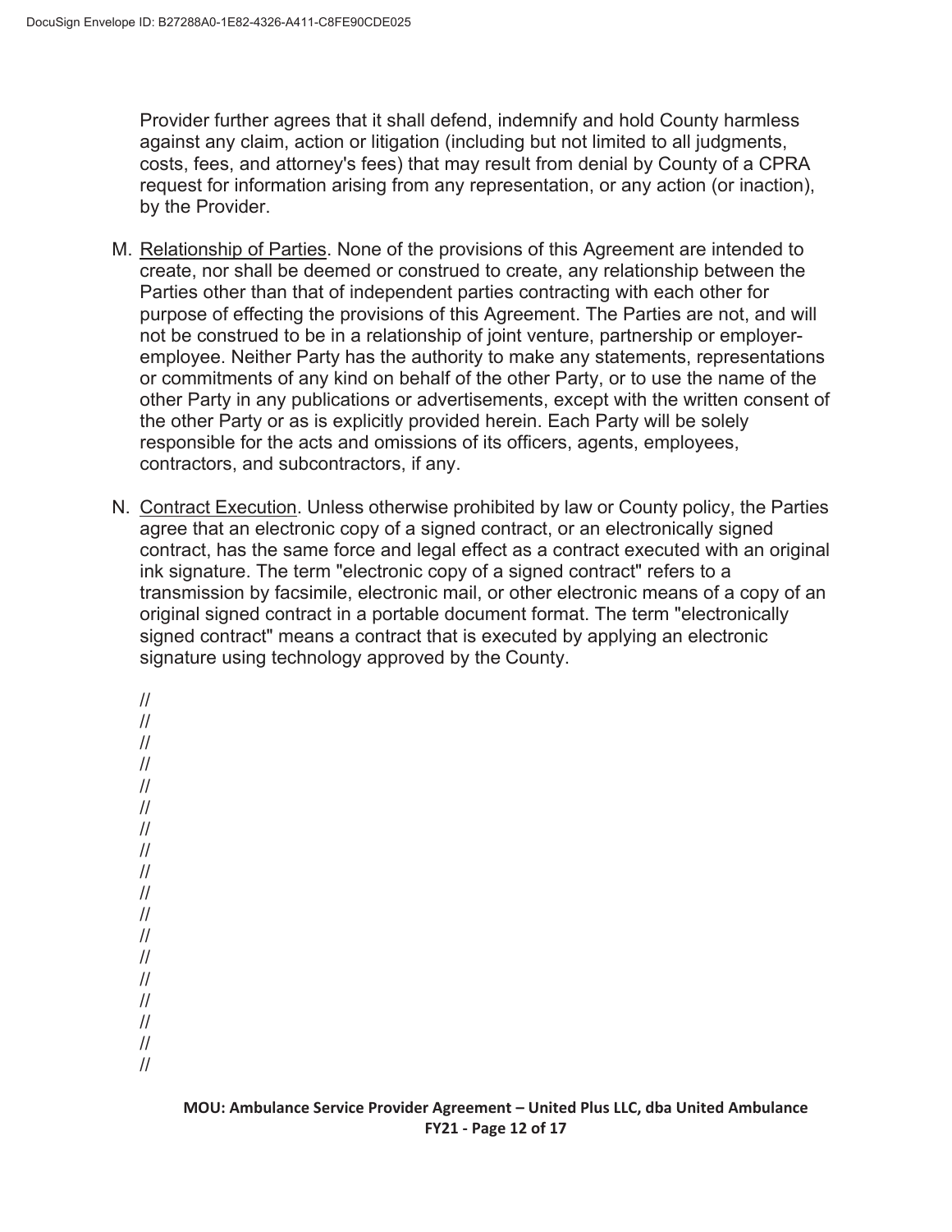Provider further agrees that it shall defend, indemnify and hold County harmless against any claim, action or litigation (including but not limited to all judgments, costs, fees, and attorney's fees) that may result from denial by County of a CPRA request for information arising from any representation, or any action (or inaction), by the Provider.

M. Relationship of Parties. None of the provisions of this Agreement are intended to create, nor shall be deemed or construed to create, any relationship between the Parties other than that of independent parties contracting with each other for purpose of effecting the provisions of this Agreement. The Parties are not, and will not be construed to be in a relationship of joint venture, partnership or employer-employee. Neither Party has the authority to make any statements, representations or commitments of any kind on behalf of the other Party, or to use the name of the other Party in any publications or advertisements, except with the written consent of the other Party or as is explicitly provided herein. Each Party will be solely responsible for the acts and omissions of its officers, agents, employees, contractors, and subcontractors, if any.

N. Contract Execution. Unless otherwise prohibited by law or County policy, the Parties agree that an electronic copy of a signed contract, or an electronically signed contract, has the same force and legal effect as a contract executed with an original ink signature. The term "electronic copy of a signed contract" refers to a transmission by facsimile, electronic mail, or other electronic means of a copy of an original signed contract in a portable document format. The term "electronically signed contract" means a contract that is executed by applying an electronic signature using technology approved by the County.

//
//
//
//
//
//
//
//
//
//
//
//
//
//
//
//
//
//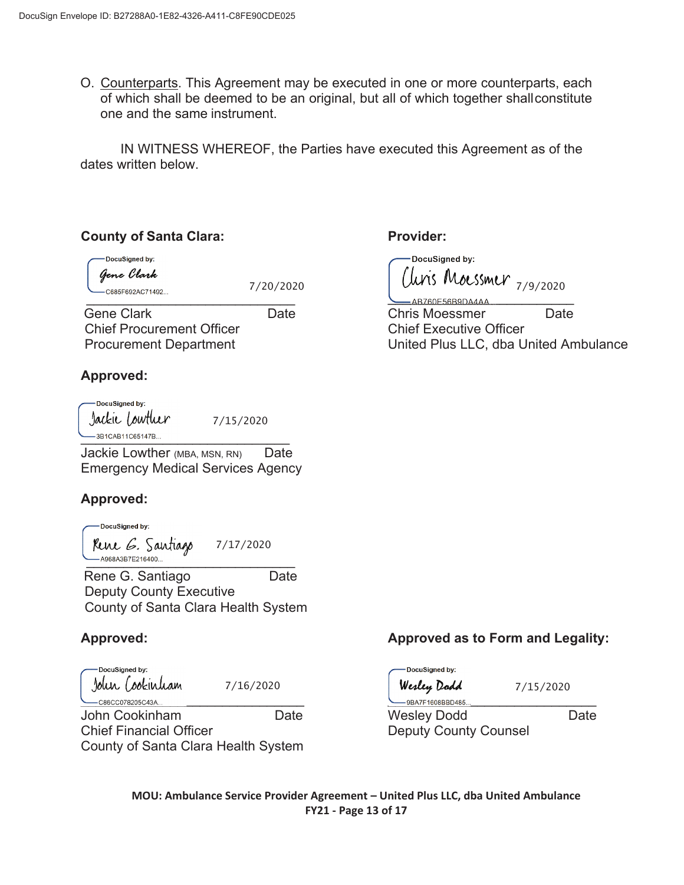O. Counterparts. This Agreement may be executed in one or more counterparts, each of which shall be deemed to be an original, but all of which together shall constitute one and the same instrument.

IN WITNESS WHEREOF, the Parties have executed this Agreement as of the dates written below.

**County of Santa Clara:**

DocuSigned by: Gene Clark — C685F692AC71492...
7/20/2020

Gene Clark — Date
Chief Procurement Officer
Procurement Department

**Provider:**

DocuSigned by: Chris Moessmer — AB760E56B9DA4AA...
7/9/2020

Chris Moessmer — Date
Chief Executive Officer
United Plus LLC, dba United Ambulance

**Approved:**

DocuSigned by: Jackie Lowther — 3B1CAB11C65147B...
7/15/2020

Jackie Lowther (MBA, MSN, RN) — Date
Emergency Medical Services Agency

**Approved:**

DocuSigned by: Rene G. Santiago — A968A3B7E216400...
7/17/2020

Rene G. Santiago — Date
Deputy County Executive
County of Santa Clara Health System

**Approved:**

DocuSigned by: John Cookinham — C86CC078205C43A...
7/16/2020

John Cookinham — Date
Chief Financial Officer
County of Santa Clara Health System

**Approved as to Form and Legality:**

DocuSigned by: Wesley Dodd — 9BA7F1608BBD485...
7/15/2020

Wesley Dodd — Date
Deputy County Counsel

**MOU: Ambulance Service Provider Agreement – United Plus LLC, dba United Ambulance FY21**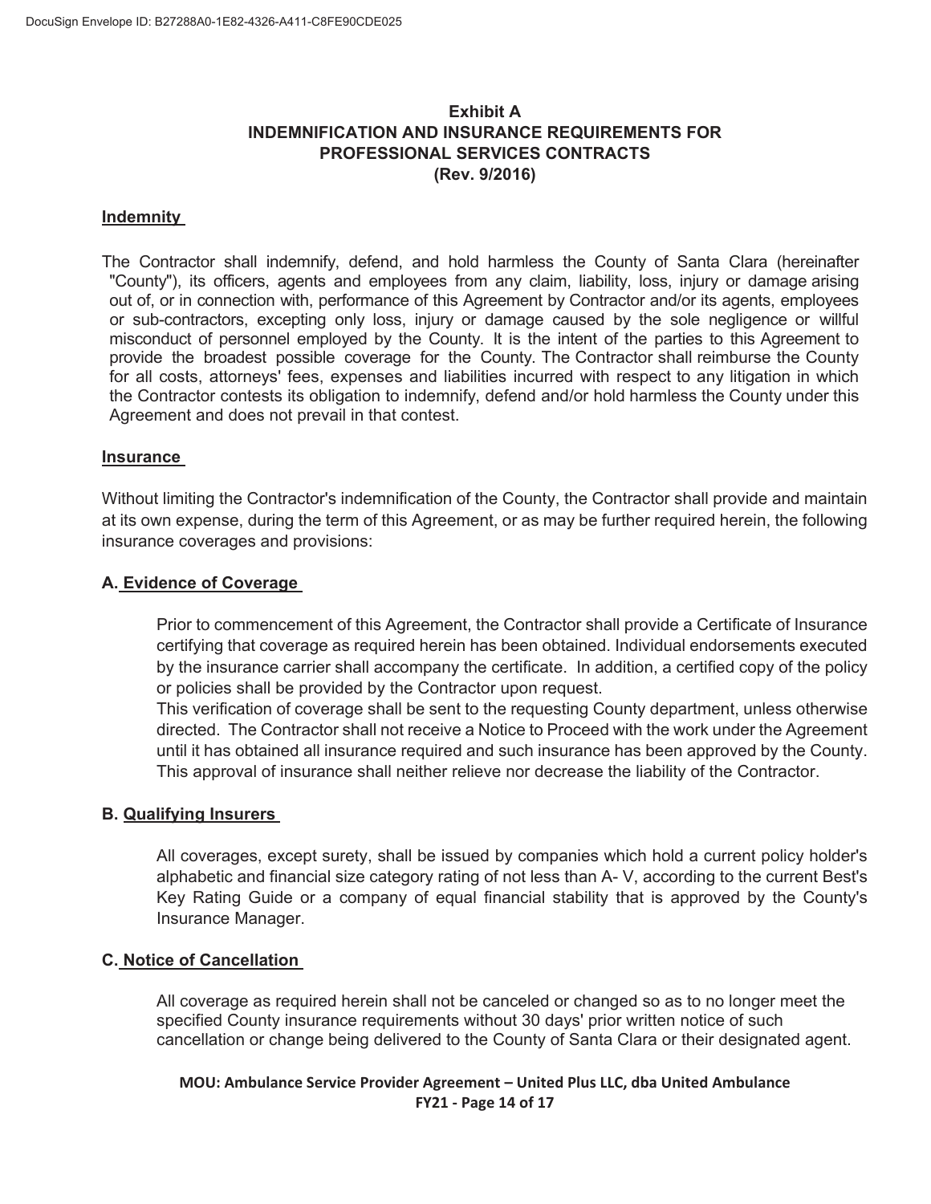**Exhibit A**
**INDEMNIFICATION AND INSURANCE REQUIREMENTS FOR PROFESSIONAL SERVICES CONTRACTS**
**(Rev. 9/2016)**

## Indemnity

The Contractor shall indemnify, defend, and hold harmless the County of Santa Clara (hereinafter "County"), its officers, agents and employees from any claim, liability, loss, injury or damage arising out of, or in connection with, performance of this Agreement by Contractor and/or its agents, employees or sub-contractors, excepting only loss, injury or damage caused by the sole negligence or willful misconduct of personnel employed by the County. It is the intent of the parties to this Agreement to provide the broadest possible coverage for the County. The Contractor shall reimburse the County for all costs, attorneys' fees, expenses and liabilities incurred with respect to any litigation in which the Contractor contests its obligation to indemnify, defend and/or hold harmless the County under this Agreement and does not prevail in that contest.

## Insurance

Without limiting the Contractor's indemnification of the County, the Contractor shall provide and maintain at its own expense, during the term of this Agreement, or as may be further required herein, the following insurance coverages and provisions:

### A. Evidence of Coverage

Prior to commencement of this Agreement, the Contractor shall provide a Certificate of Insurance certifying that coverage as required herein has been obtained. Individual endorsements executed by the insurance carrier shall accompany the certificate. In addition, a certified copy of the policy or policies shall be provided by the Contractor upon request.

This verification of coverage shall be sent to the requesting County department, unless otherwise directed. The Contractor shall not receive a Notice to Proceed with the work under the Agreement until it has obtained all insurance required and such insurance has been approved by the County. This approval of insurance shall neither relieve nor decrease the liability of the Contractor.

### B. Qualifying Insurers

All coverages, except surety, shall be issued by companies which hold a current policy holder's alphabetic and financial size category rating of not less than A- V, according to the current Best's Key Rating Guide or a company of equal financial stability that is approved by the County's Insurance Manager.

### C. Notice of Cancellation

All coverage as required herein shall not be canceled or changed so as to no longer meet the specified County insurance requirements without 30 days' prior written notice of such cancellation or change being delivered to the County of Santa Clara or their designated agent.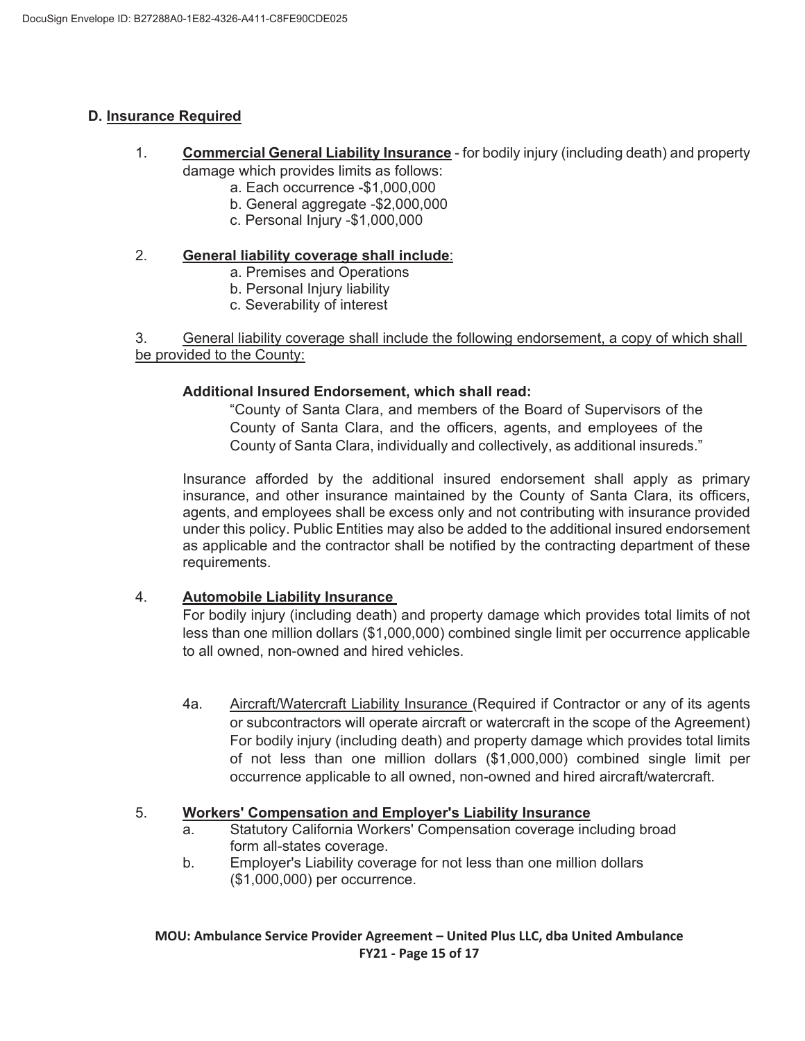## D. Insurance Required

1. **Commercial General Liability Insurance** - for bodily injury (including death) and property damage which provides limits as follows:
   - a. Each occurrence -$1,000,000
   - b. General aggregate -$2,000,000
   - c. Personal Injury -$1,000,000

2. **General liability coverage shall include**:
   - a. Premises and Operations
   - b. Personal Injury liability
   - c. Severability of interest

3. General liability coverage shall include the following endorsement, a copy of which shall be provided to the County:

   **Additional Insured Endorsement, which shall read:**

   > "County of Santa Clara, and members of the Board of Supervisors of the County of Santa Clara, and the officers, agents, and employees of the County of Santa Clara, individually and collectively, as additional insureds."

   Insurance afforded by the additional insured endorsement shall apply as primary insurance, and other insurance maintained by the County of Santa Clara, its officers, agents, and employees shall be excess only and not contributing with insurance provided under this policy. Public Entities may also be added to the additional insured endorsement as applicable and the contractor shall be notified by the contracting department of these requirements.

4. **Automobile Liability Insurance**

   For bodily injury (including death) and property damage which provides total limits of not less than one million dollars ($1,000,000) combined single limit per occurrence applicable to all owned, non-owned and hired vehicles.

   4a. Aircraft/Watercraft Liability Insurance (Required if Contractor or any of its agents or subcontractors will operate aircraft or watercraft in the scope of the Agreement) For bodily injury (including death) and property damage which provides total limits of not less than one million dollars ($1,000,000) combined single limit per occurrence applicable to all owned, non-owned and hired aircraft/watercraft.

5. **Workers' Compensation and Employer's Liability Insurance**
   - a. Statutory California Workers' Compensation coverage including broad form all-states coverage.
   - b. Employer's Liability coverage for not less than one million dollars ($1,000,000) per occurrence.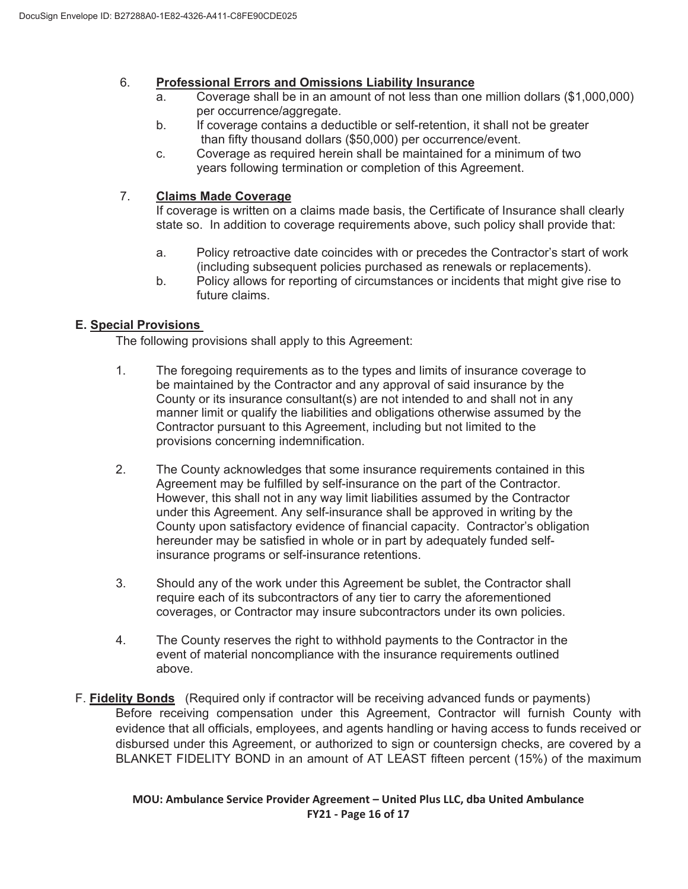6. **Professional Errors and Omissions Liability Insurance**
   a. Coverage shall be in an amount of not less than one million dollars ($1,000,000) per occurrence/aggregate.
   b. If coverage contains a deductible or self-retention, it shall not be greater than fifty thousand dollars ($50,000) per occurrence/event.
   c. Coverage as required herein shall be maintained for a minimum of two years following termination or completion of this Agreement.

7. **Claims Made Coverage**

   If coverage is written on a claims made basis, the Certificate of Insurance shall clearly state so. In addition to coverage requirements above, such policy shall provide that:

   a. Policy retroactive date coincides with or precedes the Contractor's start of work (including subsequent policies purchased as renewals or replacements).
   b. Policy allows for reporting of circumstances or incidents that might give rise to future claims.

**E. Special Provisions**

The following provisions shall apply to this Agreement:

1. The foregoing requirements as to the types and limits of insurance coverage to be maintained by the Contractor and any approval of said insurance by the County or its insurance consultant(s) are not intended to and shall not in any manner limit or qualify the liabilities and obligations otherwise assumed by the Contractor pursuant to this Agreement, including but not limited to the provisions concerning indemnification.

2. The County acknowledges that some insurance requirements contained in this Agreement may be fulfilled by self-insurance on the part of the Contractor. However, this shall not in any way limit liabilities assumed by the Contractor under this Agreement. Any self-insurance shall be approved in writing by the County upon satisfactory evidence of financial capacity. Contractor's obligation hereunder may be satisfied in whole or in part by adequately funded self-insurance programs or self-insurance retentions.

3. Should any of the work under this Agreement be sublet, the Contractor shall require each of its subcontractors of any tier to carry the aforementioned coverages, or Contractor may insure subcontractors under its own policies.

4. The County reserves the right to withhold payments to the Contractor in the event of material noncompliance with the insurance requirements outlined above.

F. **Fidelity Bonds** (Required only if contractor will be receiving advanced funds or payments)

Before receiving compensation under this Agreement, Contractor will furnish County with evidence that all officials, employees, and agents handling or having access to funds received or disbursed under this Agreement, or authorized to sign or countersign checks, are covered by a BLANKET FIDELITY BOND in an amount of AT LEAST fifteen percent (15%) of the maximum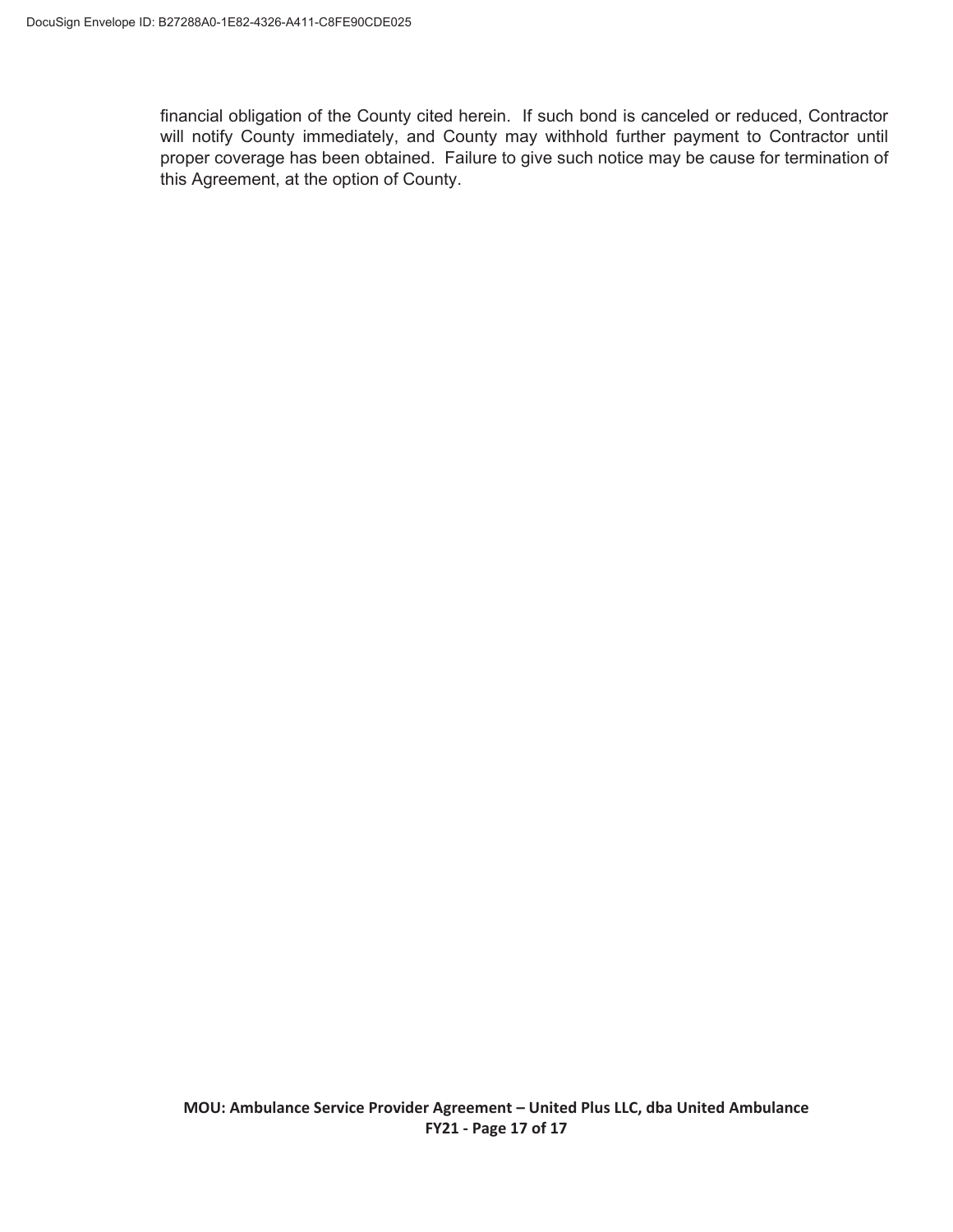financial obligation of the County cited herein. If such bond is canceled or reduced, Contractor will notify County immediately, and County may withhold further payment to Contractor until proper coverage has been obtained. Failure to give such notice may be cause for termination of this Agreement, at the option of County.